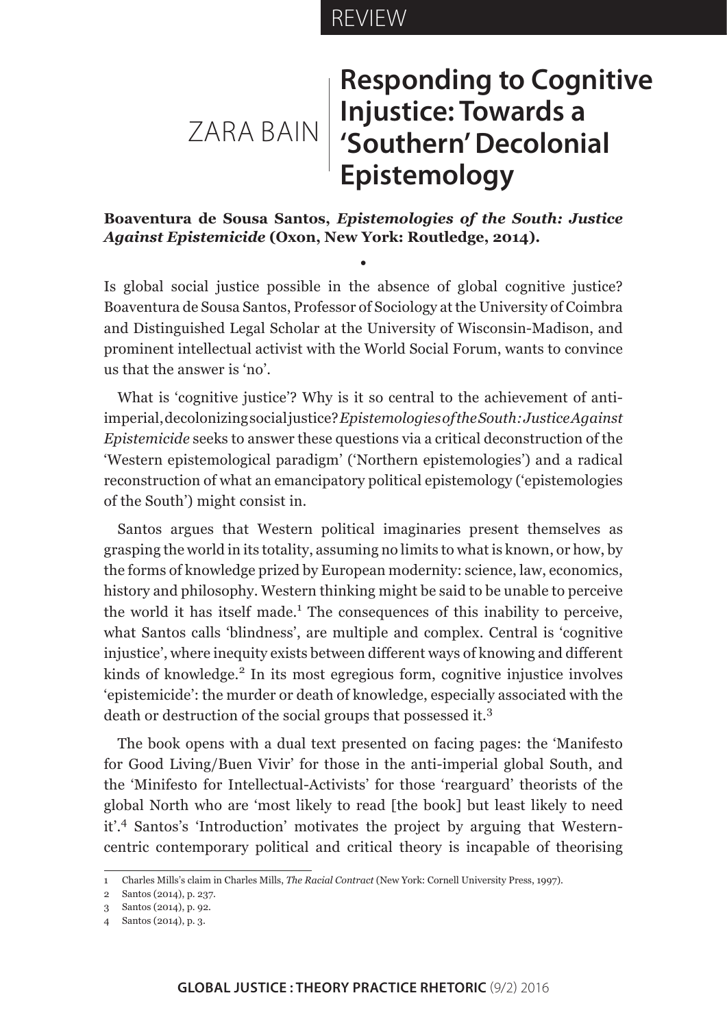REVIEW

ZARA BAIN

# Responding to Cognitive Injustice: Towards a 'Southern' Decolonial Epistemology

**Boaventura de Sousa Santos, *Epistemologies of the South: Justice Against Epistemicide* (Oxon, New York: Routledge, 2014).**

•

Is global social justice possible in the absence of global cognitive justice? Boaventura de Sousa Santos, Professor of Sociology at the University of Coimbra and Distinguished Legal Scholar at the University of Wisconsin-Madison, and prominent intellectual activist with the World Social Forum, wants to convince us that the answer is 'no'.

What is 'cognitive justice'? Why is it so central to the achievement of anti-imperial, decolonizing social justice? *Epistemologies of the South: Justice Against Epistemicide* seeks to answer these questions via a critical deconstruction of the 'Western epistemological paradigm' ('Northern epistemologies') and a radical reconstruction of what an emancipatory political epistemology ('epistemologies of the South') might consist in.

Santos argues that Western political imaginaries present themselves as grasping the world in its totality, assuming no limits to what is known, or how, by the forms of knowledge prized by European modernity: science, law, economics, history and philosophy. Western thinking might be said to be unable to perceive the world it has itself made.[1] The consequences of this inability to perceive, what Santos calls 'blindness', are multiple and complex. Central is 'cognitive injustice', where inequity exists between different ways of knowing and different kinds of knowledge.[2] In its most egregious form, cognitive injustice involves 'epistemicide': the murder or death of knowledge, especially associated with the death or destruction of the social groups that possessed it.[3]

The book opens with a dual text presented on facing pages: the 'Manifesto for Good Living/Buen Vivir' for those in the anti-imperial global South, and the 'Minifesto for Intellectual-Activists' for those 'rearguard' theorists of the global North who are 'most likely to read [the book] but least likely to need it'.[4] Santos's 'Introduction' motivates the project by arguing that Western-centric contemporary political and critical theory is incapable of theorising

1 Charles Mills's claim in Charles Mills, *The Racial Contract* (New York: Cornell University Press, 1997).

2 Santos (2014), p. 237.

3 Santos (2014), p. 92.

4 Santos (2014), p. 3.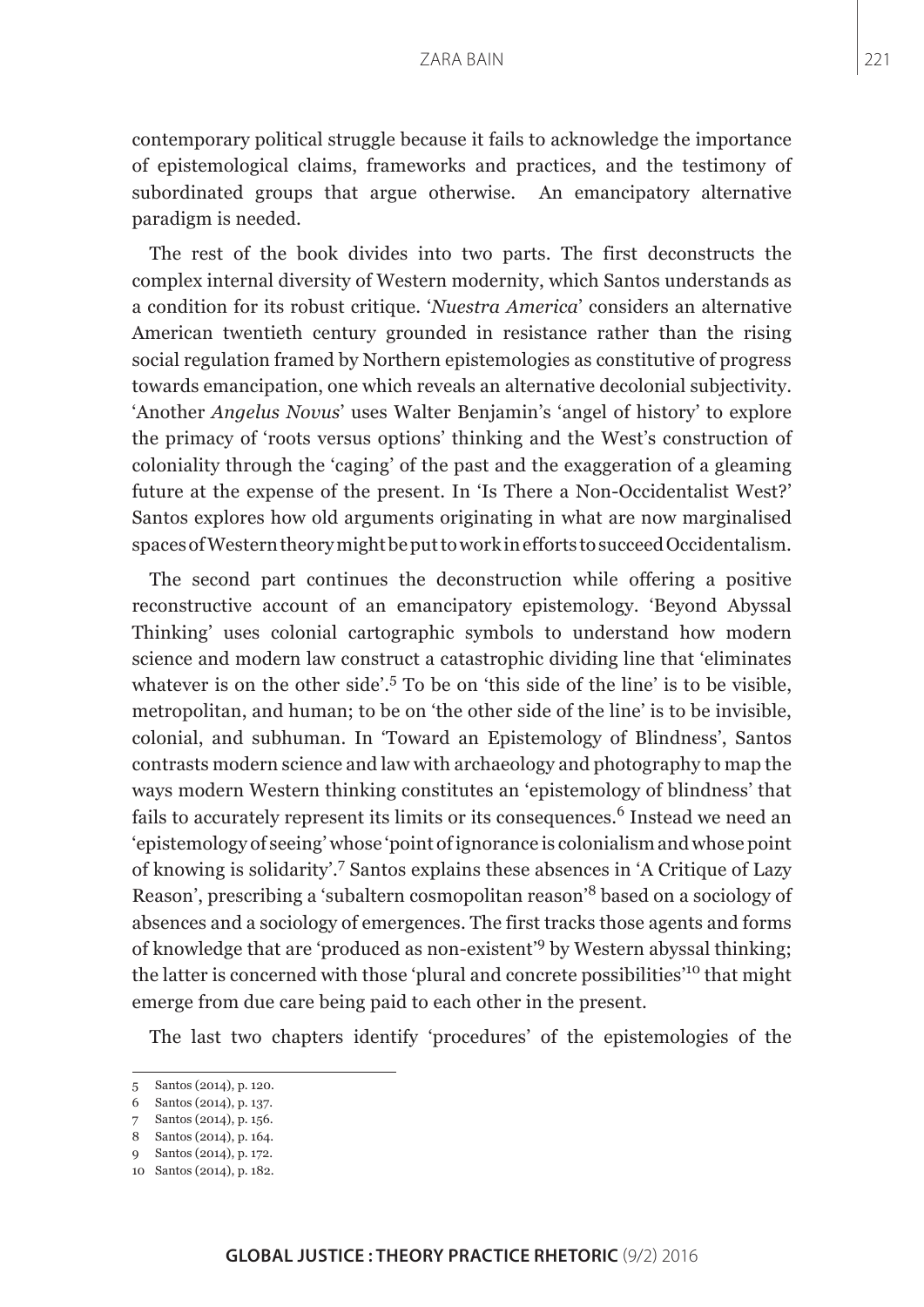contemporary political struggle because it fails to acknowledge the importance of epistemological claims, frameworks and practices, and the testimony of subordinated groups that argue otherwise. An emancipatory alternative paradigm is needed.

The rest of the book divides into two parts. The first deconstructs the complex internal diversity of Western modernity, which Santos understands as a condition for its robust critique. '*Nuestra America*' considers an alternative American twentieth century grounded in resistance rather than the rising social regulation framed by Northern epistemologies as constitutive of progress towards emancipation, one which reveals an alternative decolonial subjectivity. 'Another *Angelus Novus*' uses Walter Benjamin's 'angel of history' to explore the primacy of 'roots versus options' thinking and the West's construction of coloniality through the 'caging' of the past and the exaggeration of a gleaming future at the expense of the present. In 'Is There a Non-Occidentalist West?' Santos explores how old arguments originating in what are now marginalised spaces of Western theory might be put to work in efforts to succeed Occidentalism.

The second part continues the deconstruction while offering a positive reconstructive account of an emancipatory epistemology. 'Beyond Abyssal Thinking' uses colonial cartographic symbols to understand how modern science and modern law construct a catastrophic dividing line that 'eliminates whatever is on the other side'.[5] To be on 'this side of the line' is to be visible, metropolitan, and human; to be on 'the other side of the line' is to be invisible, colonial, and subhuman. In 'Toward an Epistemology of Blindness', Santos contrasts modern science and law with archaeology and photography to map the ways modern Western thinking constitutes an 'epistemology of blindness' that fails to accurately represent its limits or its consequences.[6] Instead we need an 'epistemology of seeing' whose 'point of ignorance is colonialism and whose point of knowing is solidarity'.[7] Santos explains these absences in 'A Critique of Lazy Reason', prescribing a 'subaltern cosmopolitan reason'[8] based on a sociology of absences and a sociology of emergences. The first tracks those agents and forms of knowledge that are 'produced as non-existent'[9] by Western abyssal thinking; the latter is concerned with those 'plural and concrete possibilities'[10] that might emerge from due care being paid to each other in the present.

The last two chapters identify 'procedures' of the epistemologies of the

---

5 Santos (2014), p. 120.

6 Santos (2014), p. 137.

7 Santos (2014), p. 156.

8 Santos (2014), p. 164.

9 Santos (2014), p. 172.

10 Santos (2014), p. 182.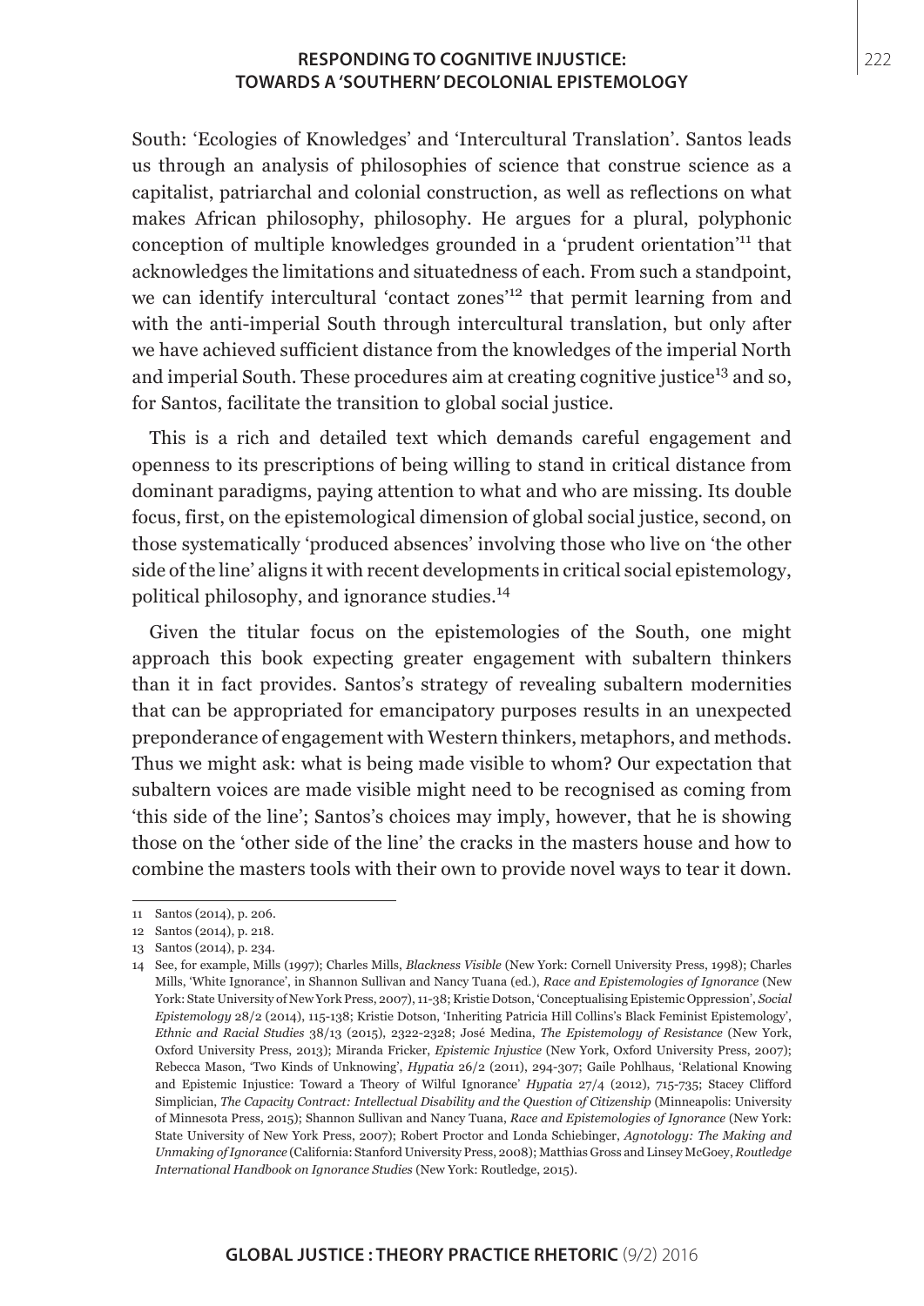South: 'Ecologies of Knowledges' and 'Intercultural Translation'. Santos leads us through an analysis of philosophies of science that construe science as a capitalist, patriarchal and colonial construction, as well as reflections on what makes African philosophy, philosophy. He argues for a plural, polyphonic conception of multiple knowledges grounded in a 'prudent orientation'[11] that acknowledges the limitations and situatedness of each. From such a standpoint, we can identify intercultural 'contact zones'[12] that permit learning from and with the anti-imperial South through intercultural translation, but only after we have achieved sufficient distance from the knowledges of the imperial North and imperial South. These procedures aim at creating cognitive justice[13] and so, for Santos, facilitate the transition to global social justice.

This is a rich and detailed text which demands careful engagement and openness to its prescriptions of being willing to stand in critical distance from dominant paradigms, paying attention to what and who are missing. Its double focus, first, on the epistemological dimension of global social justice, second, on those systematically 'produced absences' involving those who live on 'the other side of the line' aligns it with recent developments in critical social epistemology, political philosophy, and ignorance studies.[14]

Given the titular focus on the epistemologies of the South, one might approach this book expecting greater engagement with subaltern thinkers than it in fact provides. Santos's strategy of revealing subaltern modernities that can be appropriated for emancipatory purposes results in an unexpected preponderance of engagement with Western thinkers, metaphors, and methods. Thus we might ask: what is being made visible to whom? Our expectation that subaltern voices are made visible might need to be recognised as coming from 'this side of the line'; Santos's choices may imply, however, that he is showing those on the 'other side of the line' the cracks in the masters house and how to combine the masters tools with their own to provide novel ways to tear it down.

---

11 Santos (2014), p. 206.

12 Santos (2014), p. 218.

13 Santos (2014), p. 234.

14 See, for example, Mills (1997); Charles Mills, *Blackness Visible* (New York: Cornell University Press, 1998); Charles Mills, 'White Ignorance', in Shannon Sullivan and Nancy Tuana (ed.), *Race and Epistemologies of Ignorance* (New York: State University of New York Press, 2007), 11-38; Kristie Dotson, 'Conceptualising Epistemic Oppression', *Social Epistemology* 28/2 (2014), 115-138; Kristie Dotson, 'Inheriting Patricia Hill Collins's Black Feminist Epistemology', *Ethnic and Racial Studies* 38/13 (2015), 2322-2328; José Medina, *The Epistemology of Resistance* (New York, Oxford University Press, 2013); Miranda Fricker, *Epistemic Injustice* (New York, Oxford University Press, 2007); Rebecca Mason, 'Two Kinds of Unknowing', *Hypatia* 26/2 (2011), 294-307; Gaile Pohlhaus, 'Relational Knowing and Epistemic Injustice: Toward a Theory of Wilful Ignorance' *Hypatia* 27/4 (2012), 715-735; Stacey Clifford Simplician, *The Capacity Contract: Intellectual Disability and the Question of Citizenship* (Minneapolis: University of Minnesota Press, 2015); Shannon Sullivan and Nancy Tuana, *Race and Epistemologies of Ignorance* (New York: State University of New York Press, 2007); Robert Proctor and Londa Schiebinger, *Agnotology: The Making and Unmaking of Ignorance* (California: Stanford University Press, 2008); Matthias Gross and Linsey McGoey, *Routledge International Handbook on Ignorance Studies* (New York: Routledge, 2015).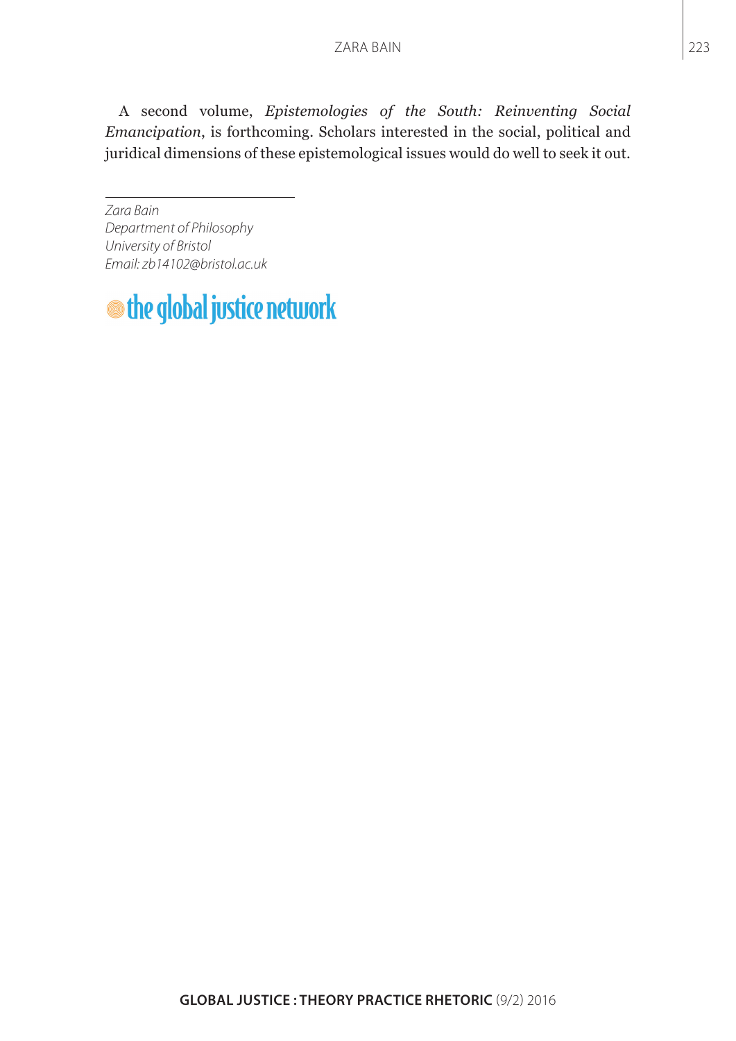A second volume, *Epistemologies of the South: Reinventing Social Emancipation*, is forthcoming. Scholars interested in the social, political and juridical dimensions of these epistemological issues would do well to seek it out.

---

*Zara Bain*
*Department of Philosophy*
*University of Bristol*
*Email: zb14102@bristol.ac.uk*

the global justice network